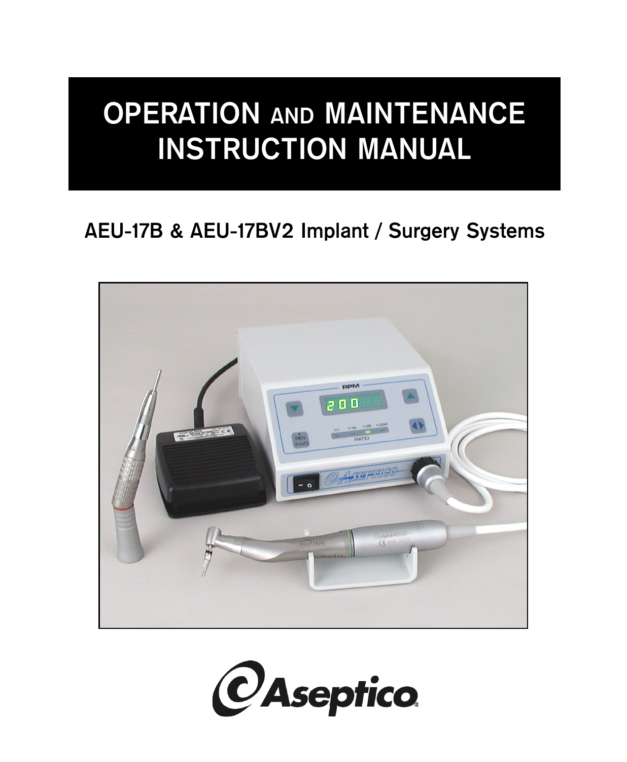# OPERATION AND MAINTENANCE INSTRUCTION MANUAL

## AEU-17B & AEU-17BV2 Implant / Surgery Systems

Aseptico®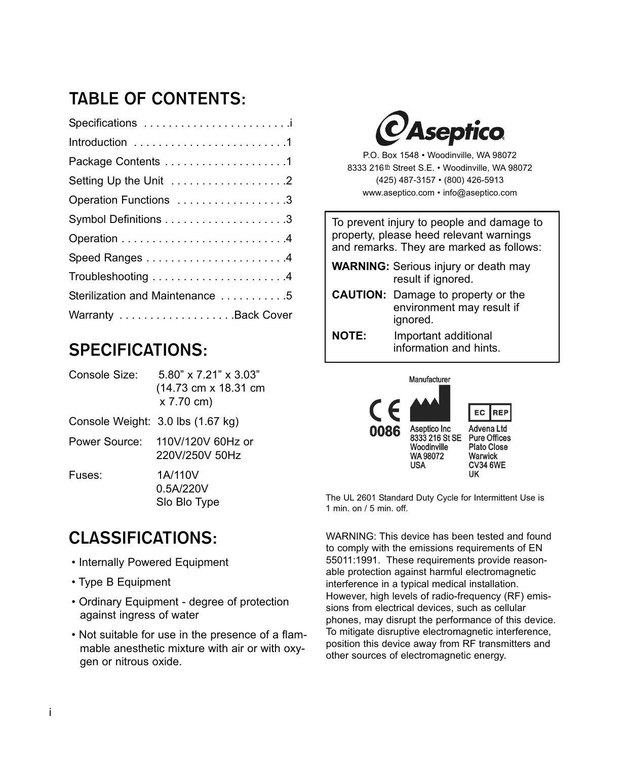## TABLE OF CONTENTS:

Specifications . . . . . . . . . . . . . . . . . . . . . . . .i
Introduction . . . . . . . . . . . . . . . . . . . . . . . . .1
Package Contents . . . . . . . . . . . . . . . . . . . .1
Setting Up the Unit . . . . . . . . . . . . . . . . . . .2
Operation Functions . . . . . . . . . . . . . . . . . .3
Symbol Definitions . . . . . . . . . . . . . . . . . . . .3
Operation . . . . . . . . . . . . . . . . . . . . . . . . . . .4
Speed Ranges . . . . . . . . . . . . . . . . . . . . . . .4
Troubleshooting . . . . . . . . . . . . . . . . . . . . . .4
Sterilization and Maintenance . . . . . . . . . . .5
Warranty . . . . . . . . . . . . . . . . . . .Back Cover

## SPECIFICATIONS:

| | |
|---|---|
| Console Size: | 5.80" x 7.21" x 3.03" (14.73 cm x 18.31 cm x 7.70 cm) |
| Console Weight: | 3.0 lbs (1.67 kg) |
| Power Source: | 110V/120V 60Hz or 220V/250V 50Hz |
| Fuses: | 1A/110V<br>0.5A/220V<br>Slo Blo Type |

## CLASSIFICATIONS:

- Internally Powered Equipment
- Type B Equipment
- Ordinary Equipment - degree of protection against ingress of water
- Not suitable for use in the presence of a flammable anesthetic mixture with air or with oxygen or nitrous oxide.

**Aseptico**

P.O. Box 1548 • Woodinville, WA 98072
8333 216th Street S.E. • Woodinville, WA 98072
(425) 487-3157 • (800) 426-5913
www.aseptico.com • info@aseptico.com

To prevent injury to people and damage to property, please heed relevant warnings and remarks. They are marked as follows:

**WARNING:** Serious injury or death may result if ignored.

**CAUTION:** Damage to property or the environment may result if ignored.

**NOTE:** Important additional information and hints.

CE 0086

Manufacturer
Aseptico Inc
8333 216 St SE
Woodinville
WA 98072
USA

EC REP
Advena Ltd
Pure Offices
Plato Close
Warwick
CV34 6WE
UK

The UL 2601 Standard Duty Cycle for Intermittent Use is 1 min. on / 5 min. off.

WARNING: This device has been tested and found to comply with the emissions requirements of EN 55011:1991. These requirements provide reasonable protection against harmful electromagnetic interference in a typical medical installation. However, high levels of radio-frequency (RF) emissions from electrical devices, such as cellular phones, may disrupt the performance of this device. To mitigate disruptive electromagnetic interference, position this device away from RF transmitters and other sources of electromagnetic energy.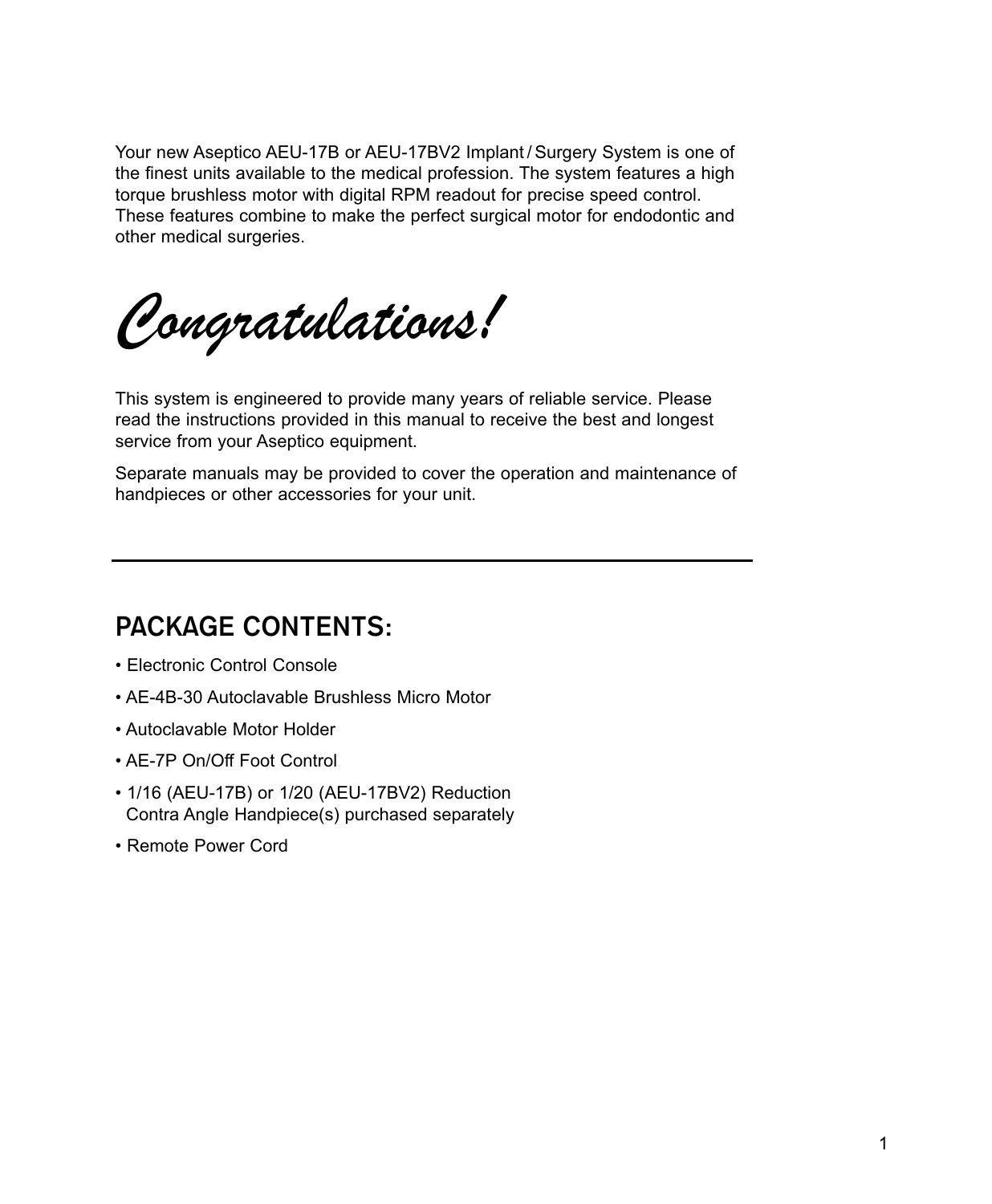Your new Aseptico AEU-17B or AEU-17BV2 Implant / Surgery System is one of the finest units available to the medical profession. The system features a high torque brushless motor with digital RPM readout for precise speed control. These features combine to make the perfect surgical motor for endodontic and other medical surgeries.

# *Congratulations!*

This system is engineered to provide many years of reliable service. Please read the instructions provided in this manual to receive the best and longest service from your Aseptico equipment.

Separate manuals may be provided to cover the operation and maintenance of handpieces or other accessories for your unit.

---

## PACKAGE CONTENTS:

- Electronic Control Console
- AE-4B-30 Autoclavable Brushless Micro Motor
- Autoclavable Motor Holder
- AE-7P On/Off Foot Control
- 1/16 (AEU-17B) or 1/20 (AEU-17BV2) Reduction Contra Angle Handpiece(s) purchased separately
- Remote Power Cord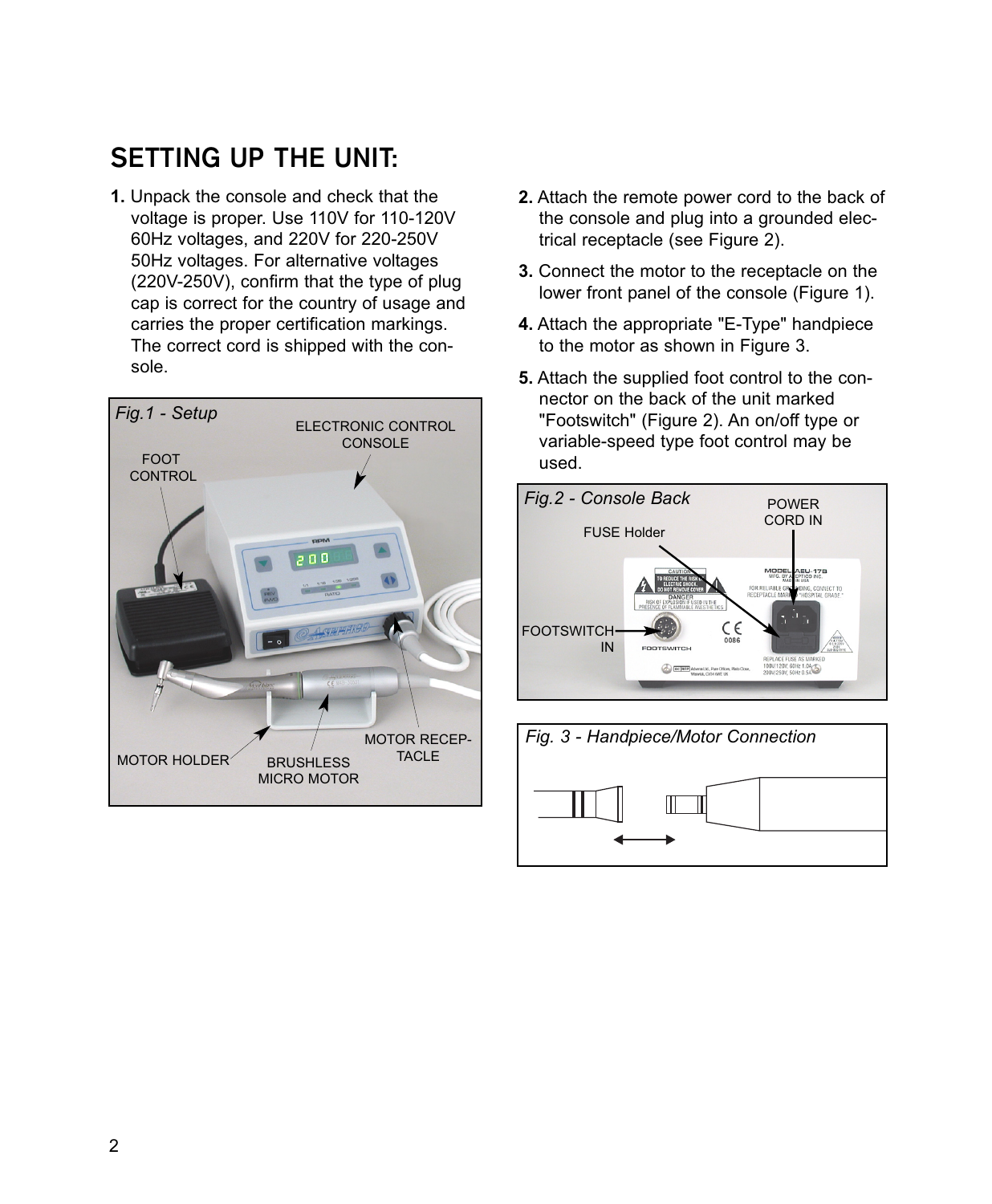# SETTING UP THE UNIT:

1. Unpack the console and check that the voltage is proper. Use 110V for 110-120V 60Hz voltages, and 220V for 220-250V 50Hz voltages. For alternative voltages (220V-250V), confirm that the type of plug cap is correct for the country of usage and carries the proper certification markings. The correct cord is shipped with the console.

*Fig.1 - Setup*

ELECTRONIC CONTROL CONSOLE

FOOT CONTROL

MOTOR HOLDER

BRUSHLESS MICRO MOTOR

MOTOR RECEPTACLE

2. Attach the remote power cord to the back of the console and plug into a grounded electrical receptacle (see Figure 2).

3. Connect the motor to the receptacle on the lower front panel of the console (Figure 1).

4. Attach the appropriate "E-Type" handpiece to the motor as shown in Figure 3.

5. Attach the supplied foot control to the connector on the back of the unit marked "Footswitch" (Figure 2). An on/off type or variable-speed type foot control may be used.

*Fig.2 - Console Back*

FUSE Holder

POWER CORD IN

FOOTSWITCH IN

*Fig. 3 - Handpiece/Motor Connection*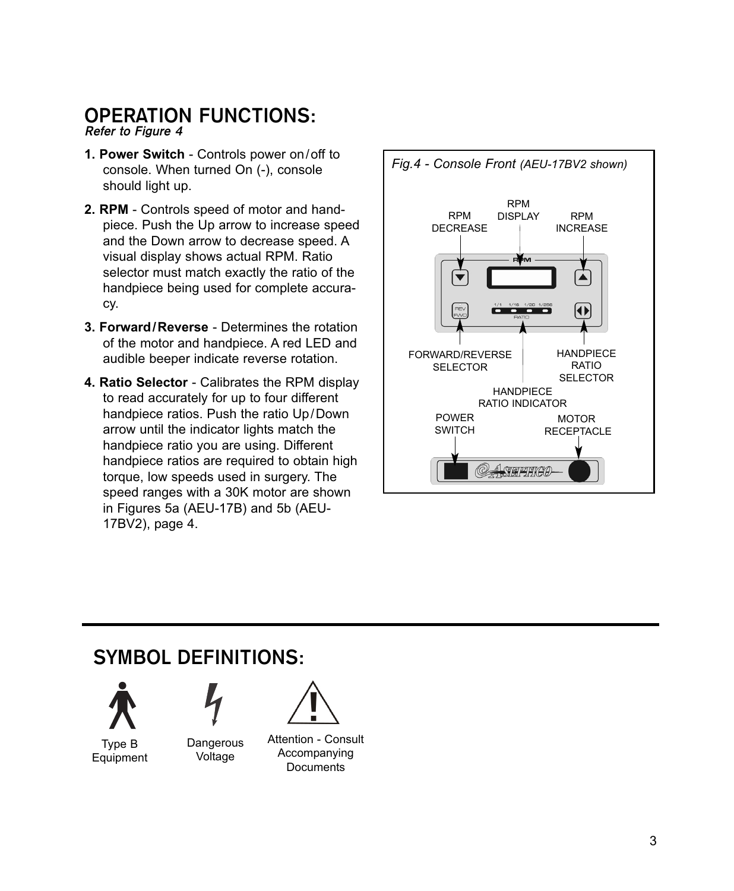## OPERATION FUNCTIONS:

***Refer to Figure 4***

1. **Power Switch** - Controls power on/off to console. When turned On (-), console should light up.
2. **RPM** - Controls speed of motor and handpiece. Push the Up arrow to increase speed and the Down arrow to decrease speed. A visual display shows actual RPM. Ratio selector must match exactly the ratio of the handpiece being used for complete accuracy.
3. **Forward/Reverse** - Determines the rotation of the motor and handpiece. A red LED and audible beeper indicate reverse rotation.
4. **Ratio Selector** - Calibrates the RPM display to read accurately for up to four different handpiece ratios. Push the ratio Up/Down arrow until the indicator lights match the handpiece ratio you are using. Different handpiece ratios are required to obtain high torque, low speeds used in surgery. The speed ranges with a 30K motor are shown in Figures 5a (AEU-17B) and 5b (AEU-17BV2), page 4.

*Fig.4 - Console Front (AEU-17BV2 shown)*

RPM DECREASE · RPM DISPLAY · RPM INCREASE · FORWARD/REVERSE SELECTOR · HANDPIECE RATIO SELECTOR · HANDPIECE RATIO INDICATOR · POWER SWITCH · MOTOR RECEPTACLE

## SYMBOL DEFINITIONS:

Type B Equipment

Dangerous Voltage

Attention - Consult Accompanying Documents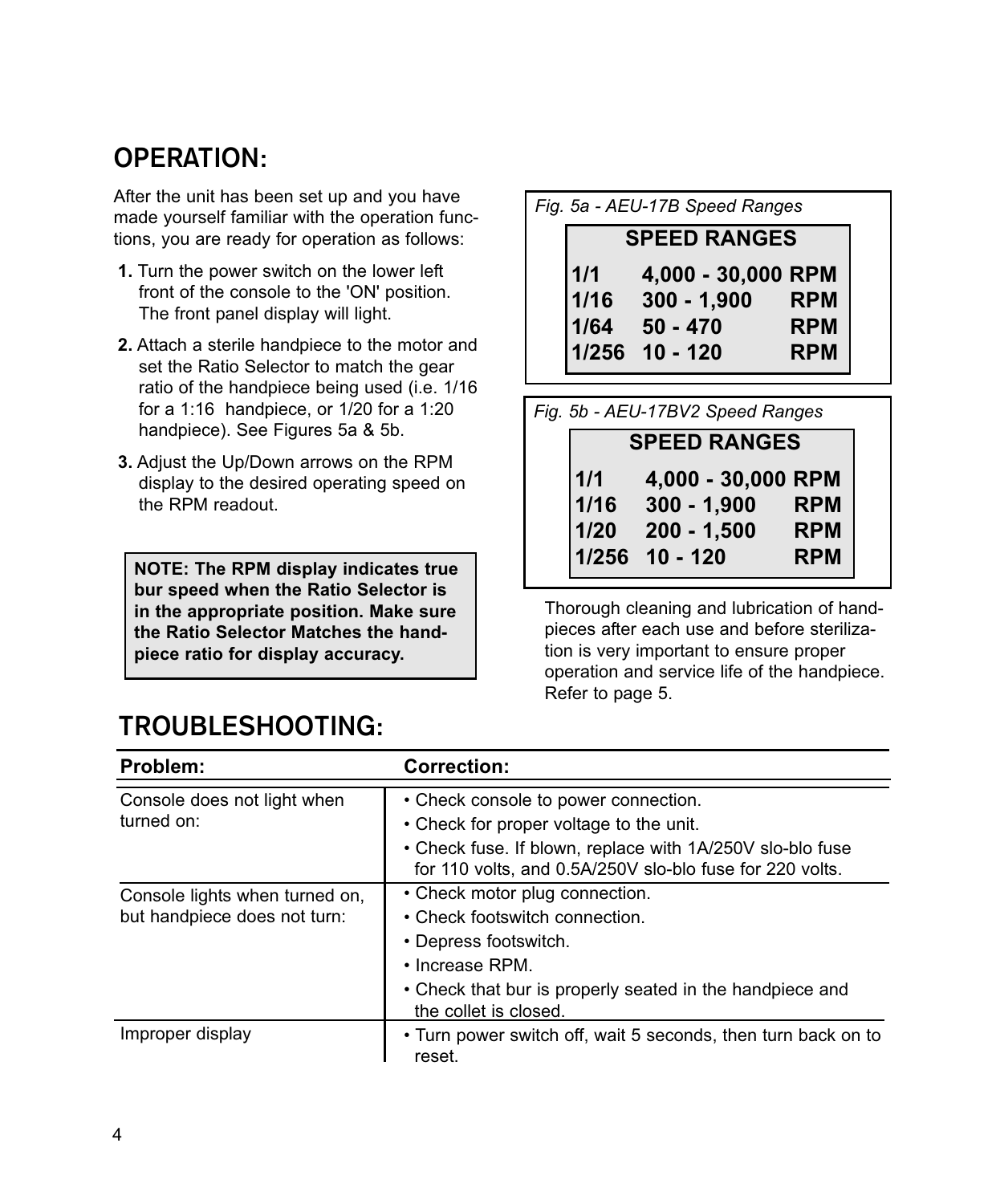## OPERATION:

After the unit has been set up and you have made yourself familiar with the operation functions, you are ready for operation as follows:

1. Turn the power switch on the lower left front of the console to the 'ON' position. The front panel display will light.
2. Attach a sterile handpiece to the motor and set the Ratio Selector to match the gear ratio of the handpiece being used (i.e. 1/16 for a 1:16 handpiece, or 1/20 for a 1:20 handpiece). See Figures 5a & 5b.
3. Adjust the Up/Down arrows on the RPM display to the desired operating speed on the RPM readout.

**NOTE: The RPM display indicates true bur speed when the Ratio Selector is in the appropriate position. Make sure the Ratio Selector Matches the handpiece ratio for display accuracy.**

*Fig. 5a - AEU-17B Speed Ranges*

| SPEED RANGES | | |
|---|---|---|
| 1/1 | 4,000 - 30,000 | RPM |
| 1/16 | 300 - 1,900 | RPM |
| 1/64 | 50 - 470 | RPM |
| 1/256 | 10 - 120 | RPM |

*Fig. 5b - AEU-17BV2 Speed Ranges*

| SPEED RANGES | | |
|---|---|---|
| 1/1 | 4,000 - 30,000 | RPM |
| 1/16 | 300 - 1,900 | RPM |
| 1/20 | 200 - 1,500 | RPM |
| 1/256 | 10 - 120 | RPM |

Thorough cleaning and lubrication of handpieces after each use and before sterilization is very important to ensure proper operation and service life of the handpiece. Refer to page 5.

## TROUBLESHOOTING:

| Problem: | Correction: |
|---|---|
| Console does not light when turned on: | • Check console to power connection.<br>• Check for proper voltage to the unit.<br>• Check fuse. If blown, replace with 1A/250V slo-blo fuse for 110 volts, and 0.5A/250V slo-blo fuse for 220 volts. |
| Console lights when turned on, but handpiece does not turn: | • Check motor plug connection.<br>• Check footswitch connection.<br>• Depress footswitch.<br>• Increase RPM.<br>• Check that bur is properly seated in the handpiece and the collet is closed. |
| Improper display | • Turn power switch off, wait 5 seconds, then turn back on to reset. |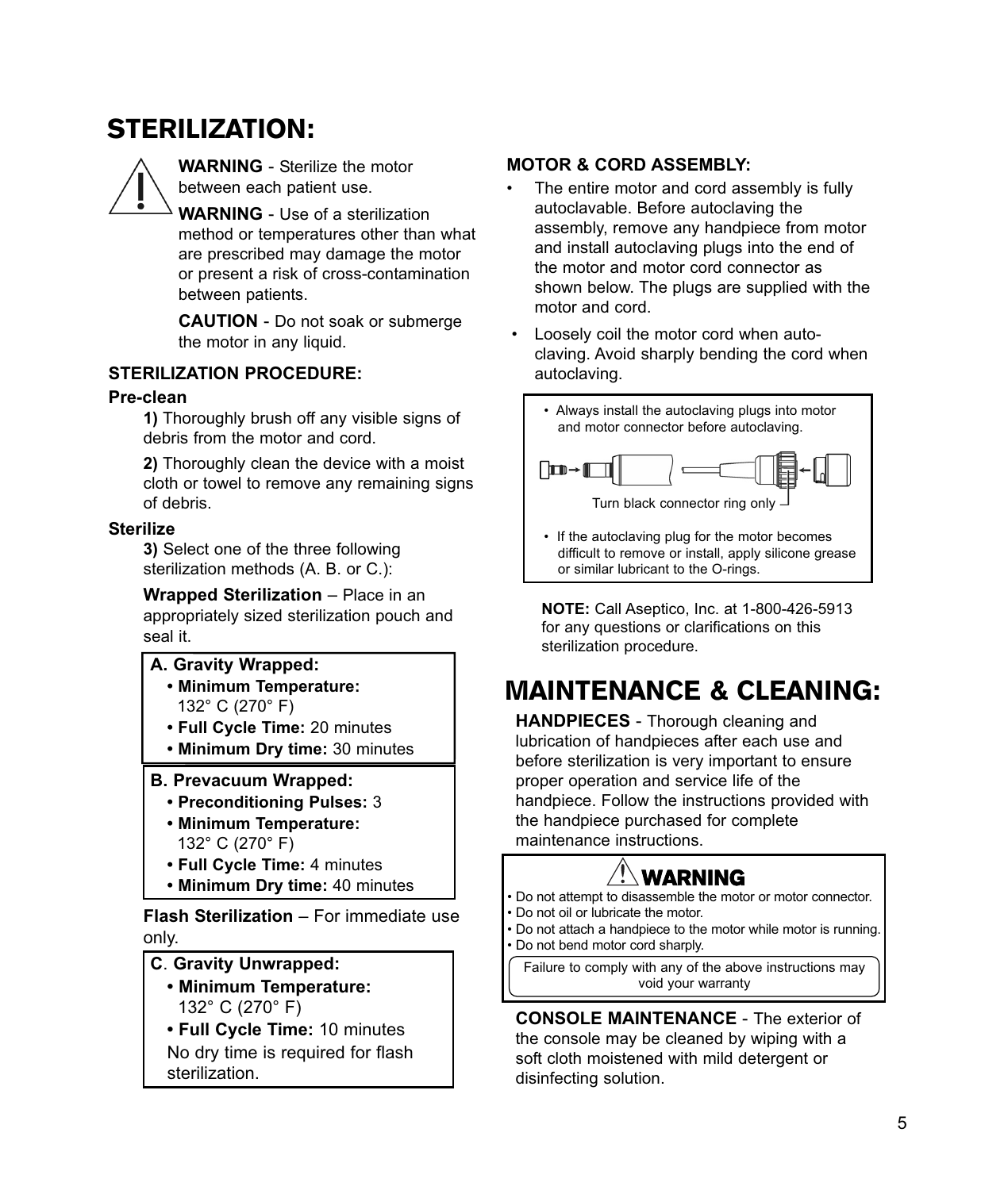# STERILIZATION:

**WARNING** - Sterilize the motor between each patient use.

**WARNING** - Use of a sterilization method or temperatures other than what are prescribed may damage the motor or present a risk of cross-contamination between patients.

**CAUTION** - Do not soak or submerge the motor in any liquid.

### STERILIZATION PROCEDURE:

**Pre-clean**

**1)** Thoroughly brush off any visible signs of debris from the motor and cord.

**2)** Thoroughly clean the device with a moist cloth or towel to remove any remaining signs of debris.

**Sterilize**

**3)** Select one of the three following sterilization methods (A. B. or C.):

**Wrapped Sterilization** – Place in an appropriately sized sterilization pouch and seal it.

**A. Gravity Wrapped:**
- **Minimum Temperature:** 132° C (270° F)
- **Full Cycle Time:** 20 minutes
- **Minimum Dry time:** 30 minutes

**B. Prevacuum Wrapped:**
- **Preconditioning Pulses:** 3
- **Minimum Temperature:** 132° C (270° F)
- **Full Cycle Time:** 4 minutes
- **Minimum Dry time:** 40 minutes

**Flash Sterilization** – For immediate use only.

**C. Gravity Unwrapped:**
- **Minimum Temperature:** 132° C (270° F)
- **Full Cycle Time:** 10 minutes

No dry time is required for flash sterilization.

### MOTOR & CORD ASSEMBLY:

- The entire motor and cord assembly is fully autoclavable. Before autoclaving the assembly, remove any handpiece from motor and install autoclaving plugs into the end of the motor and motor cord connector as shown below. The plugs are supplied with the motor and cord.
- Loosely coil the motor cord when autoclaving. Avoid sharply bending the cord when autoclaving.

- Always install the autoclaving plugs into motor and motor connector before autoclaving.

Turn black connector ring only

- If the autoclaving plug for the motor becomes difficult to remove or install, apply silicone grease or similar lubricant to the O-rings.

**NOTE:** Call Aseptico, Inc. at 1-800-426-5913 for any questions or clarifications on this sterilization procedure.

# MAINTENANCE & CLEANING:

**HANDPIECES** - Thorough cleaning and lubrication of handpieces after each use and before sterilization is very important to ensure proper operation and service life of the handpiece. Follow the instructions provided with the handpiece purchased for complete maintenance instructions.

**WARNING**

- Do not attempt to disassemble the motor or motor connector.
- Do not oil or lubricate the motor.
- Do not attach a handpiece to the motor while motor is running.
- Do not bend motor cord sharply.

Failure to comply with any of the above instructions may void your warranty

**CONSOLE MAINTENANCE** - The exterior of the console may be cleaned by wiping with a soft cloth moistened with mild detergent or disinfecting solution.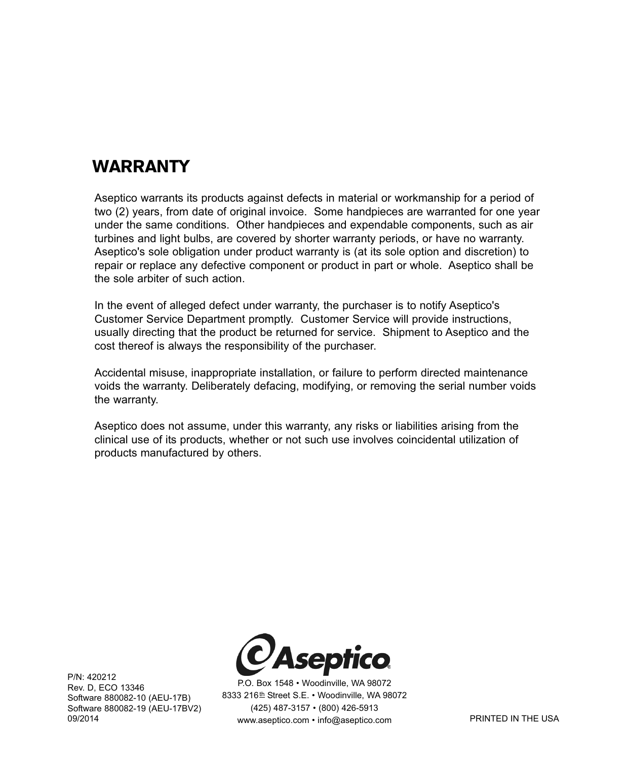# WARRANTY

Aseptico warrants its products against defects in material or workmanship for a period of two (2) years, from date of original invoice. Some handpieces are warranted for one year under the same conditions. Other handpieces and expendable components, such as air turbines and light bulbs, are covered by shorter warranty periods, or have no warranty. Aseptico's sole obligation under product warranty is (at its sole option and discretion) to repair or replace any defective component or product in part or whole. Aseptico shall be the sole arbiter of such action.

In the event of alleged defect under warranty, the purchaser is to notify Aseptico's Customer Service Department promptly. Customer Service will provide instructions, usually directing that the product be returned for service. Shipment to Aseptico and the cost thereof is always the responsibility of the purchaser.

Accidental misuse, inappropriate installation, or failure to perform directed maintenance voids the warranty. Deliberately defacing, modifying, or removing the serial number voids the warranty.

Aseptico does not assume, under this warranty, any risks or liabilities arising from the clinical use of its products, whether or not such use involves coincidental utilization of products manufactured by others.

Aseptico®

P.O. Box 1548 • Woodinville, WA 98072
8333 216th Street S.E. • Woodinville, WA 98072
(425) 487-3157 • (800) 426-5913
www.aseptico.com • info@aseptico.com

P/N: 420212
Rev. D, ECO 13346
Software 880082-10 (AEU-17B)
Software 880082-19 (AEU-17BV2)
09/2014

PRINTED IN THE USA